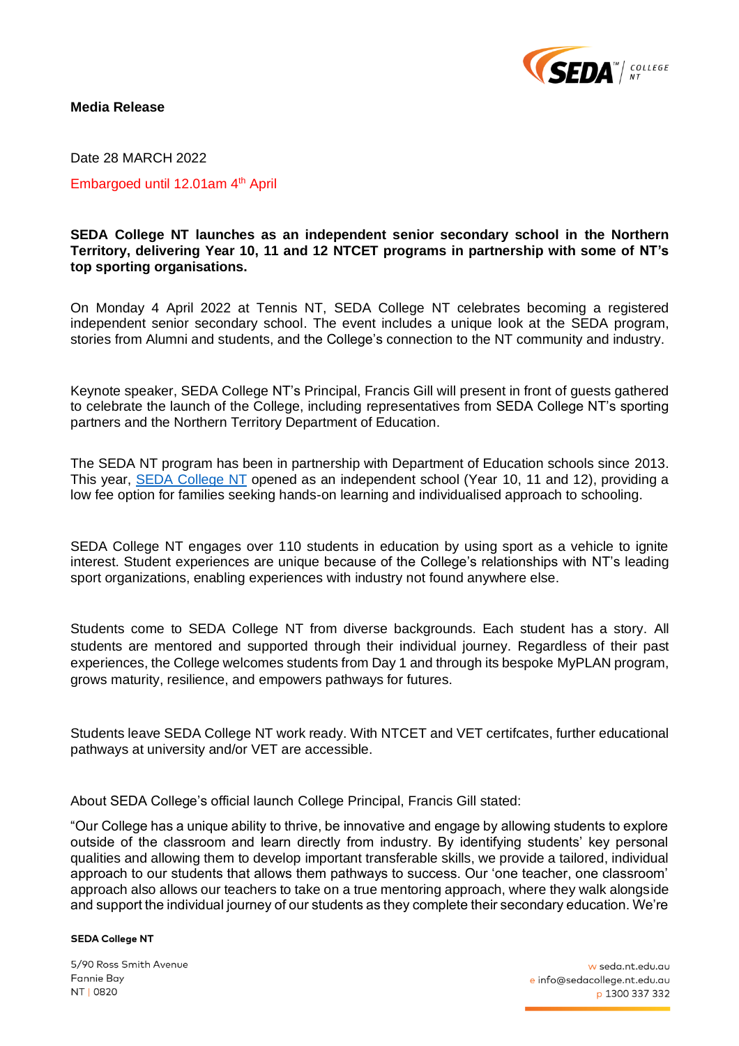**Media Release**

Date 28 MARCH 2022

Embargoed until 12.01am 4th April

**SEDA College NT launches as an independent senior secondary school in the Northern Territory, delivering Year 10, 11 and 12 NTCET programs in partnership with some of NT's top sporting organisations.**

On Monday 4 April 2022 at Tennis NT, SEDA College NT celebrates becoming a registered independent senior secondary school. The event includes a unique look at the SEDA program, stories from Alumni and students, and the College's connection to the NT community and industry.

Keynote speaker, SEDA College NT's Principal, Francis Gill will present in front of guests gathered to celebrate the launch of the College, including representatives from SEDA College NT's sporting partners and the Northern Territory Department of Education.

The SEDA NT program has been in partnership with Department of Education schools since 2013. This year, SEDA College NT opened as an independent school (Year 10, 11 and 12), providing a low fee option for families seeking hands-on learning and individualised approach to schooling.

SEDA College NT engages over 110 students in education by using sport as a vehicle to ignite interest. Student experiences are unique because of the College's relationships with NT's leading sport organizations, enabling experiences with industry not found anywhere else.

Students come to SEDA College NT from diverse backgrounds. Each student has a story. All students are mentored and supported through their individual journey. Regardless of their past experiences, the College welcomes students from Day 1 and through its bespoke MyPLAN program, grows maturity, resilience, and empowers pathways for futures.

Students leave SEDA College NT work ready. With NTCET and VET certifcates, further educational pathways at university and/or VET are accessible.

About SEDA College's official launch College Principal, Francis Gill stated:

"Our College has a unique ability to thrive, be innovative and engage by allowing students to explore outside of the classroom and learn directly from industry. By identifying students' key personal qualities and allowing them to develop important transferable skills, we provide a tailored, individual approach to our students that allows them pathways to success. Our 'one teacher, one classroom' approach also allows our teachers to take on a true mentoring approach, where they walk alongside and support the individual journey of our students as they complete their secondary education. We're

**SEDA College NT**

5/90 Ross Smith Avenue
Fannie Bay
NT | 0820

w seda.nt.edu.au
e info@sedacollege.nt.edu.au
p 1300 337 332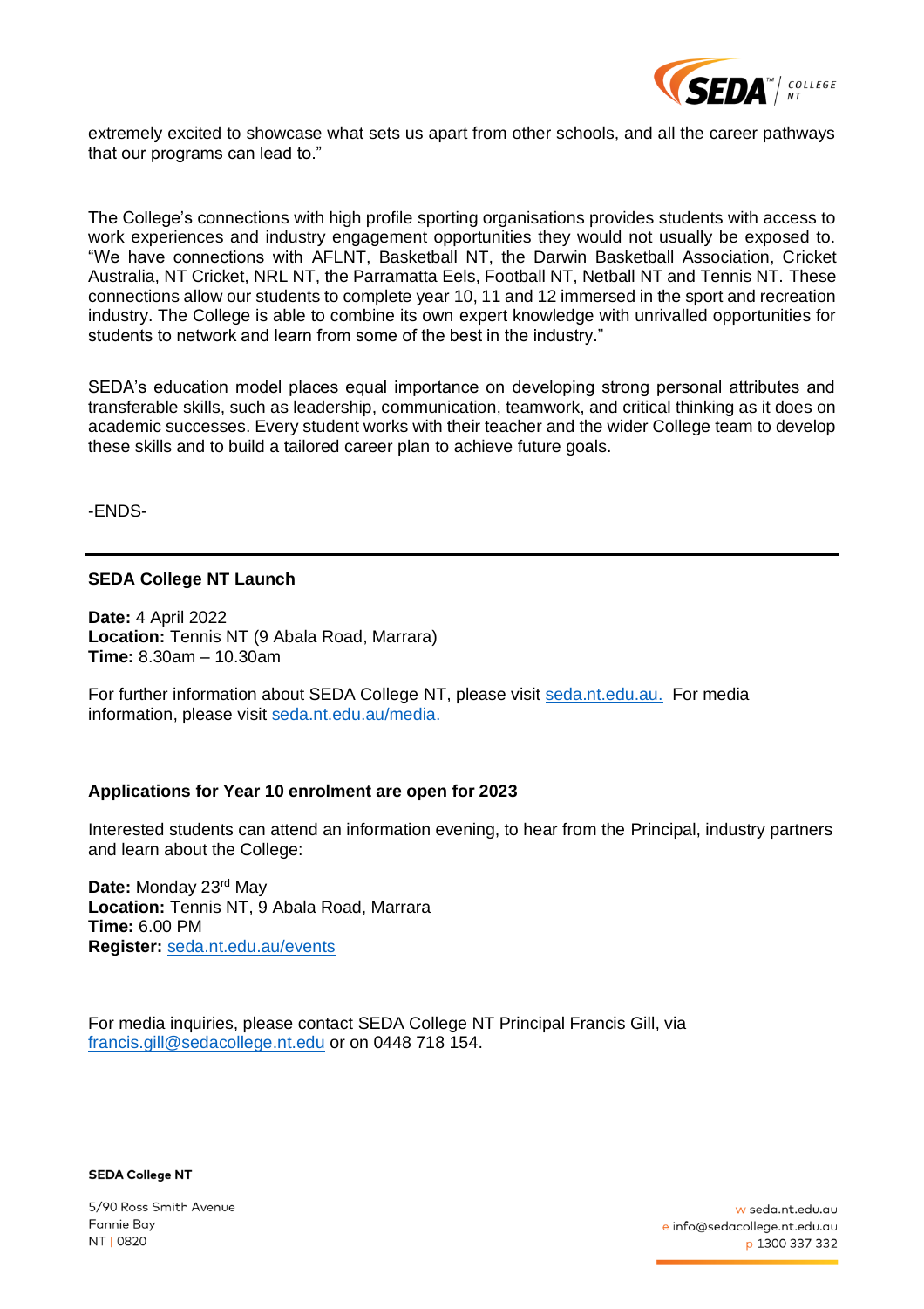extremely excited to showcase what sets us apart from other schools, and all the career pathways that our programs can lead to."

The College's connections with high profile sporting organisations provides students with access to work experiences and industry engagement opportunities they would not usually be exposed to. "We have connections with AFLNT, Basketball NT, the Darwin Basketball Association, Cricket Australia, NT Cricket, NRL NT, the Parramatta Eels, Football NT, Netball NT and Tennis NT. These connections allow our students to complete year 10, 11 and 12 immersed in the sport and recreation industry. The College is able to combine its own expert knowledge with unrivalled opportunities for students to network and learn from some of the best in the industry."

SEDA's education model places equal importance on developing strong personal attributes and transferable skills, such as leadership, communication, teamwork, and critical thinking as it does on academic successes. Every student works with their teacher and the wider College team to develop these skills and to build a tailored career plan to achieve future goals.

-ENDS-

---

**SEDA College NT Launch**

**Date:** 4 April 2022
**Location:** Tennis NT (9 Abala Road, Marrara)
**Time:** 8.30am – 10.30am

For further information about SEDA College NT, please visit seda.nt.edu.au. For media information, please visit seda.nt.edu.au/media.

**Applications for Year 10 enrolment are open for 2023**

Interested students can attend an information evening, to hear from the Principal, industry partners and learn about the College:

**Date:** Monday 23rd May
**Location:** Tennis NT, 9 Abala Road, Marrara
**Time:** 6.00 PM
**Register:** seda.nt.edu.au/events

For media inquiries, please contact SEDA College NT Principal Francis Gill, via francis.gill@sedacollege.nt.edu or on 0448 718 154.

**SEDA College NT**

5/90 Ross Smith Avenue
Fannie Bay
NT | 0820

w seda.nt.edu.au
e info@sedacollege.nt.edu.au
p 1300 337 332